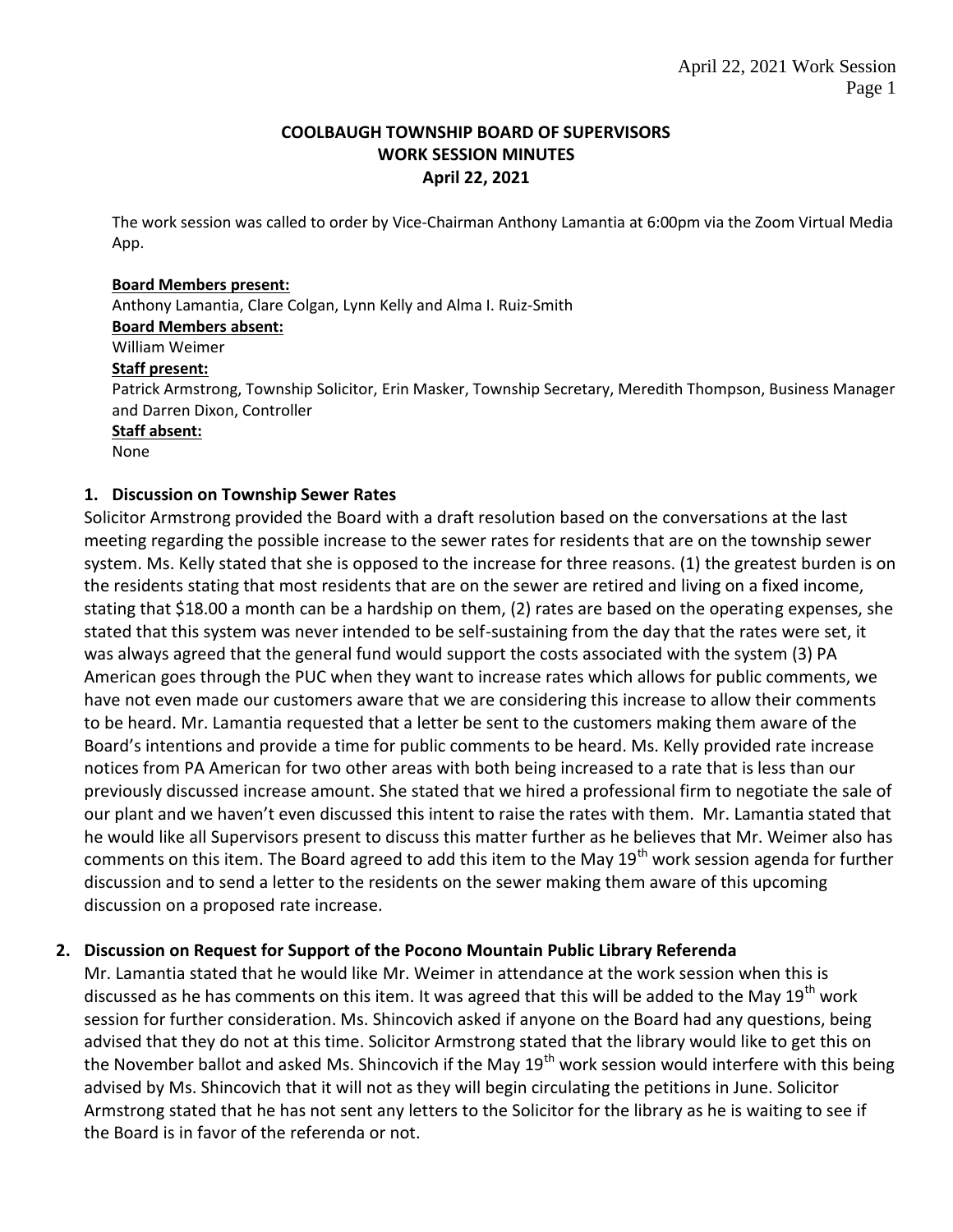# COOLBAUGH TOWNSHIP BOARD OF SUPERVISORS
## WORK SESSION MINUTES
### April 22, 2021

The work session was called to order by Vice-Chairman Anthony Lamantia at 6:00pm via the Zoom Virtual Media App.

**Board Members present:**
Anthony Lamantia, Clare Colgan, Lynn Kelly and Alma I. Ruiz-Smith
**Board Members absent:**
William Weimer
**Staff present:**
Patrick Armstrong, Township Solicitor, Erin Masker, Township Secretary, Meredith Thompson, Business Manager and Darren Dixon, Controller
**Staff absent:**
None

**1. Discussion on Township Sewer Rates**

Solicitor Armstrong provided the Board with a draft resolution based on the conversations at the last meeting regarding the possible increase to the sewer rates for residents that are on the township sewer system. Ms. Kelly stated that she is opposed to the increase for three reasons. (1) the greatest burden is on the residents stating that most residents that are on the sewer are retired and living on a fixed income, stating that $18.00 a month can be a hardship on them, (2) rates are based on the operating expenses, she stated that this system was never intended to be self-sustaining from the day that the rates were set, it was always agreed that the general fund would support the costs associated with the system (3) PA American goes through the PUC when they want to increase rates which allows for public comments, we have not even made our customers aware that we are considering this increase to allow their comments to be heard. Mr. Lamantia requested that a letter be sent to the customers making them aware of the Board's intentions and provide a time for public comments to be heard. Ms. Kelly provided rate increase notices from PA American for two other areas with both being increased to a rate that is less than our previously discussed increase amount. She stated that we hired a professional firm to negotiate the sale of our plant and we haven't even discussed this intent to raise the rates with them. Mr. Lamantia stated that he would like all Supervisors present to discuss this matter further as he believes that Mr. Weimer also has comments on this item. The Board agreed to add this item to the May 19th work session agenda for further discussion and to send a letter to the residents on the sewer making them aware of this upcoming discussion on a proposed rate increase.

**2. Discussion on Request for Support of the Pocono Mountain Public Library Referenda**

Mr. Lamantia stated that he would like Mr. Weimer in attendance at the work session when this is discussed as he has comments on this item. It was agreed that this will be added to the May 19th work session for further consideration. Ms. Shincovich asked if anyone on the Board had any questions, being advised that they do not at this time. Solicitor Armstrong stated that the library would like to get this on the November ballot and asked Ms. Shincovich if the May 19th work session would interfere with this being advised by Ms. Shincovich that it will not as they will begin circulating the petitions in June. Solicitor Armstrong stated that he has not sent any letters to the Solicitor for the library as he is waiting to see if the Board is in favor of the referenda or not.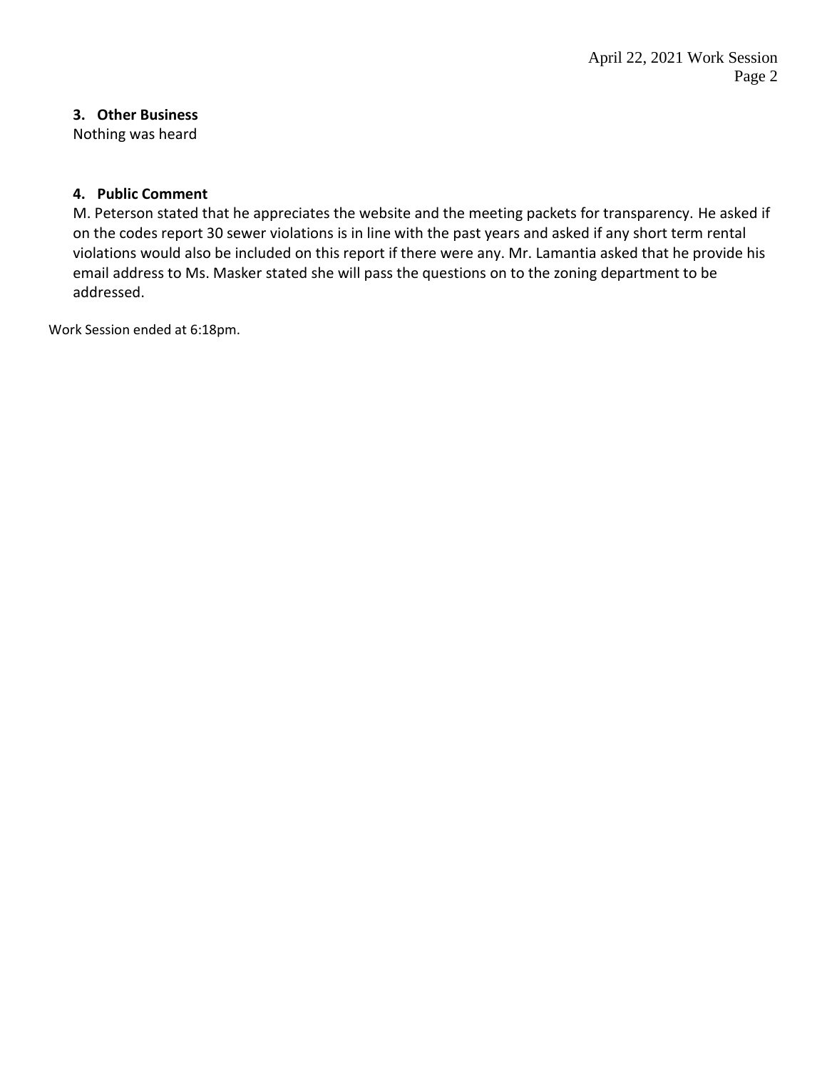### 3. Other Business

Nothing was heard

### 4. Public Comment

M. Peterson stated that he appreciates the website and the meeting packets for transparency. He asked if on the codes report 30 sewer violations is in line with the past years and asked if any short term rental violations would also be included on this report if there were any. Mr. Lamantia asked that he provide his email address to Ms. Masker stated she will pass the questions on to the zoning department to be addressed.

Work Session ended at 6:18pm.